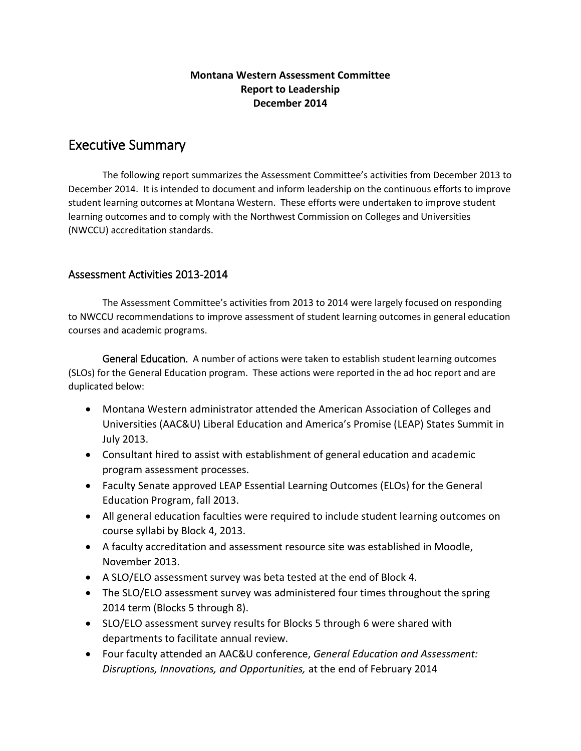**Montana Western Assessment Committee**
**Report to Leadership**
**December 2014**

# Executive Summary

The following report summarizes the Assessment Committee's activities from December 2013 to December 2014. It is intended to document and inform leadership on the continuous efforts to improve student learning outcomes at Montana Western. These efforts were undertaken to improve student learning outcomes and to comply with the Northwest Commission on Colleges and Universities (NWCCU) accreditation standards.

## Assessment Activities 2013-2014

The Assessment Committee's activities from 2013 to 2014 were largely focused on responding to NWCCU recommendations to improve assessment of student learning outcomes in general education courses and academic programs.

General Education. A number of actions were taken to establish student learning outcomes (SLOs) for the General Education program. These actions were reported in the ad hoc report and are duplicated below:

- Montana Western administrator attended the American Association of Colleges and Universities (AAC&U) Liberal Education and America's Promise (LEAP) States Summit in July 2013.
- Consultant hired to assist with establishment of general education and academic program assessment processes.
- Faculty Senate approved LEAP Essential Learning Outcomes (ELOs) for the General Education Program, fall 2013.
- All general education faculties were required to include student learning outcomes on course syllabi by Block 4, 2013.
- A faculty accreditation and assessment resource site was established in Moodle, November 2013.
- A SLO/ELO assessment survey was beta tested at the end of Block 4.
- The SLO/ELO assessment survey was administered four times throughout the spring 2014 term (Blocks 5 through 8).
- SLO/ELO assessment survey results for Blocks 5 through 6 were shared with departments to facilitate annual review.
- Four faculty attended an AAC&U conference, *General Education and Assessment: Disruptions, Innovations, and Opportunities,* at the end of February 2014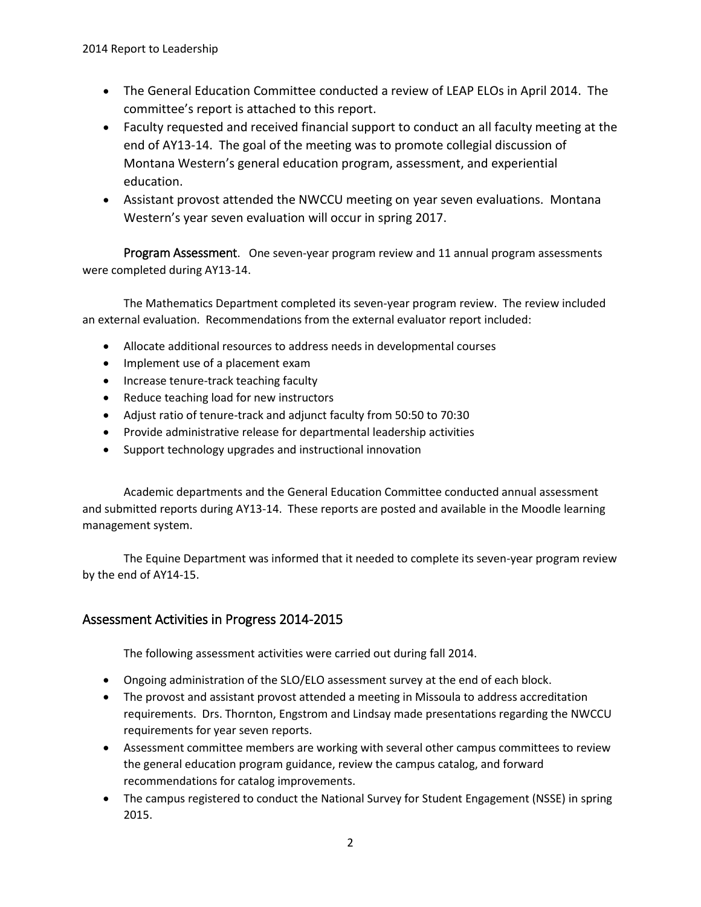- The General Education Committee conducted a review of LEAP ELOs in April 2014. The committee's report is attached to this report.
- Faculty requested and received financial support to conduct an all faculty meeting at the end of AY13-14. The goal of the meeting was to promote collegial discussion of Montana Western's general education program, assessment, and experiential education.
- Assistant provost attended the NWCCU meeting on year seven evaluations. Montana Western's year seven evaluation will occur in spring 2017.

**Program Assessment**. One seven-year program review and 11 annual program assessments were completed during AY13-14.

The Mathematics Department completed its seven-year program review. The review included an external evaluation. Recommendations from the external evaluator report included:

- Allocate additional resources to address needs in developmental courses
- Implement use of a placement exam
- Increase tenure-track teaching faculty
- Reduce teaching load for new instructors
- Adjust ratio of tenure-track and adjunct faculty from 50:50 to 70:30
- Provide administrative release for departmental leadership activities
- Support technology upgrades and instructional innovation

Academic departments and the General Education Committee conducted annual assessment and submitted reports during AY13-14. These reports are posted and available in the Moodle learning management system.

The Equine Department was informed that it needed to complete its seven-year program review by the end of AY14-15.

## Assessment Activities in Progress 2014-2015

The following assessment activities were carried out during fall 2014.

- Ongoing administration of the SLO/ELO assessment survey at the end of each block.
- The provost and assistant provost attended a meeting in Missoula to address accreditation requirements. Drs. Thornton, Engstrom and Lindsay made presentations regarding the NWCCU requirements for year seven reports.
- Assessment committee members are working with several other campus committees to review the general education program guidance, review the campus catalog, and forward recommendations for catalog improvements.
- The campus registered to conduct the National Survey for Student Engagement (NSSE) in spring 2015.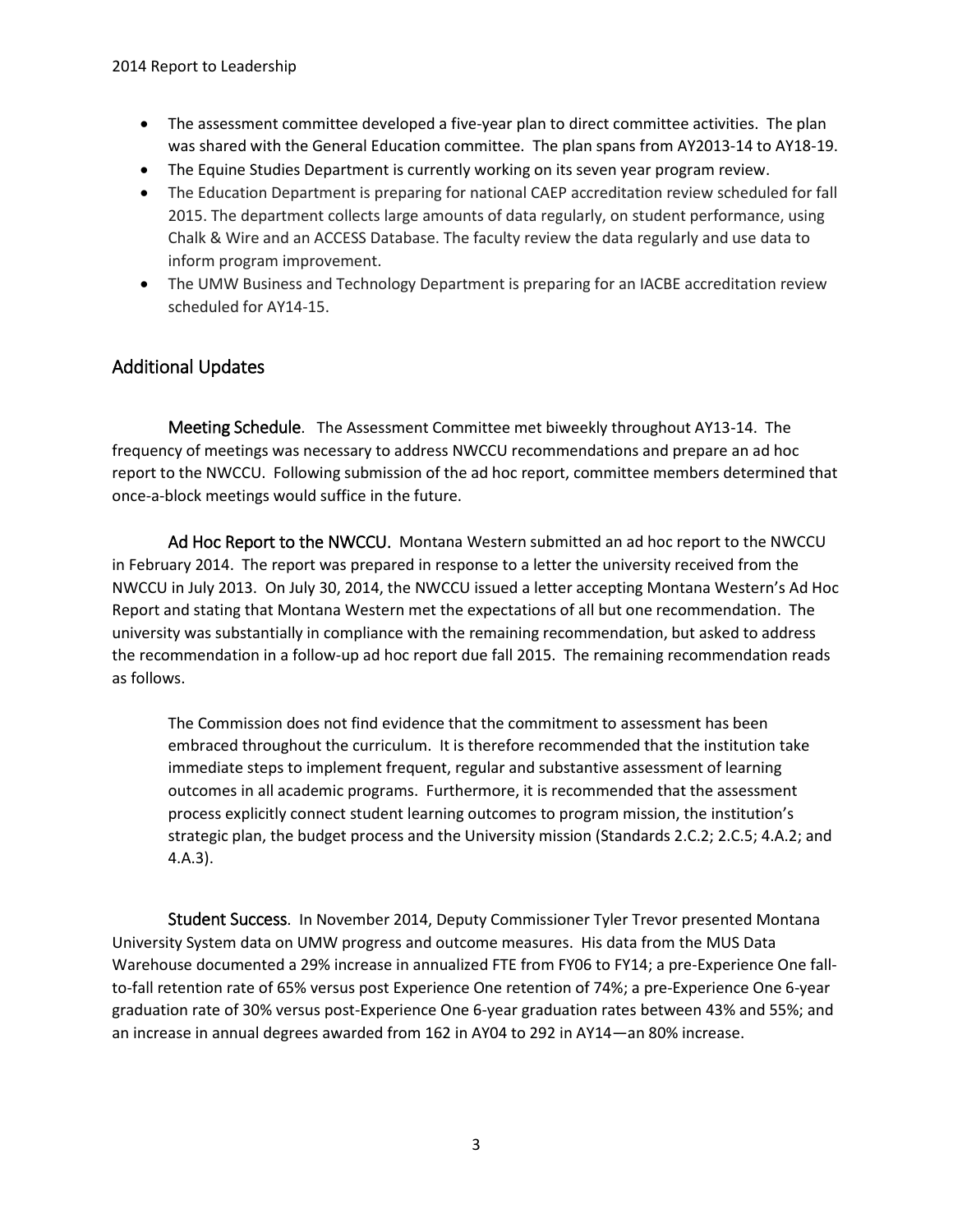- The assessment committee developed a five-year plan to direct committee activities. The plan was shared with the General Education committee. The plan spans from AY2013-14 to AY18-19.
- The Equine Studies Department is currently working on its seven year program review.
- The Education Department is preparing for national CAEP accreditation review scheduled for fall 2015. The department collects large amounts of data regularly, on student performance, using Chalk & Wire and an ACCESS Database. The faculty review the data regularly and use data to inform program improvement.
- The UMW Business and Technology Department is preparing for an IACBE accreditation review scheduled for AY14-15.

## Additional Updates

**Meeting Schedule**. The Assessment Committee met biweekly throughout AY13-14. The frequency of meetings was necessary to address NWCCU recommendations and prepare an ad hoc report to the NWCCU. Following submission of the ad hoc report, committee members determined that once-a-block meetings would suffice in the future.

**Ad Hoc Report to the NWCCU.** Montana Western submitted an ad hoc report to the NWCCU in February 2014. The report was prepared in response to a letter the university received from the NWCCU in July 2013. On July 30, 2014, the NWCCU issued a letter accepting Montana Western's Ad Hoc Report and stating that Montana Western met the expectations of all but one recommendation. The university was substantially in compliance with the remaining recommendation, but asked to address the recommendation in a follow-up ad hoc report due fall 2015. The remaining recommendation reads as follows.

> The Commission does not find evidence that the commitment to assessment has been embraced throughout the curriculum. It is therefore recommended that the institution take immediate steps to implement frequent, regular and substantive assessment of learning outcomes in all academic programs. Furthermore, it is recommended that the assessment process explicitly connect student learning outcomes to program mission, the institution's strategic plan, the budget process and the University mission (Standards 2.C.2; 2.C.5; 4.A.2; and 4.A.3).

**Student Success**. In November 2014, Deputy Commissioner Tyler Trevor presented Montana University System data on UMW progress and outcome measures. His data from the MUS Data Warehouse documented a 29% increase in annualized FTE from FY06 to FY14; a pre-Experience One fall-to-fall retention rate of 65% versus post Experience One retention of 74%; a pre-Experience One 6-year graduation rate of 30% versus post-Experience One 6-year graduation rates between 43% and 55%; and an increase in annual degrees awarded from 162 in AY04 to 292 in AY14—an 80% increase.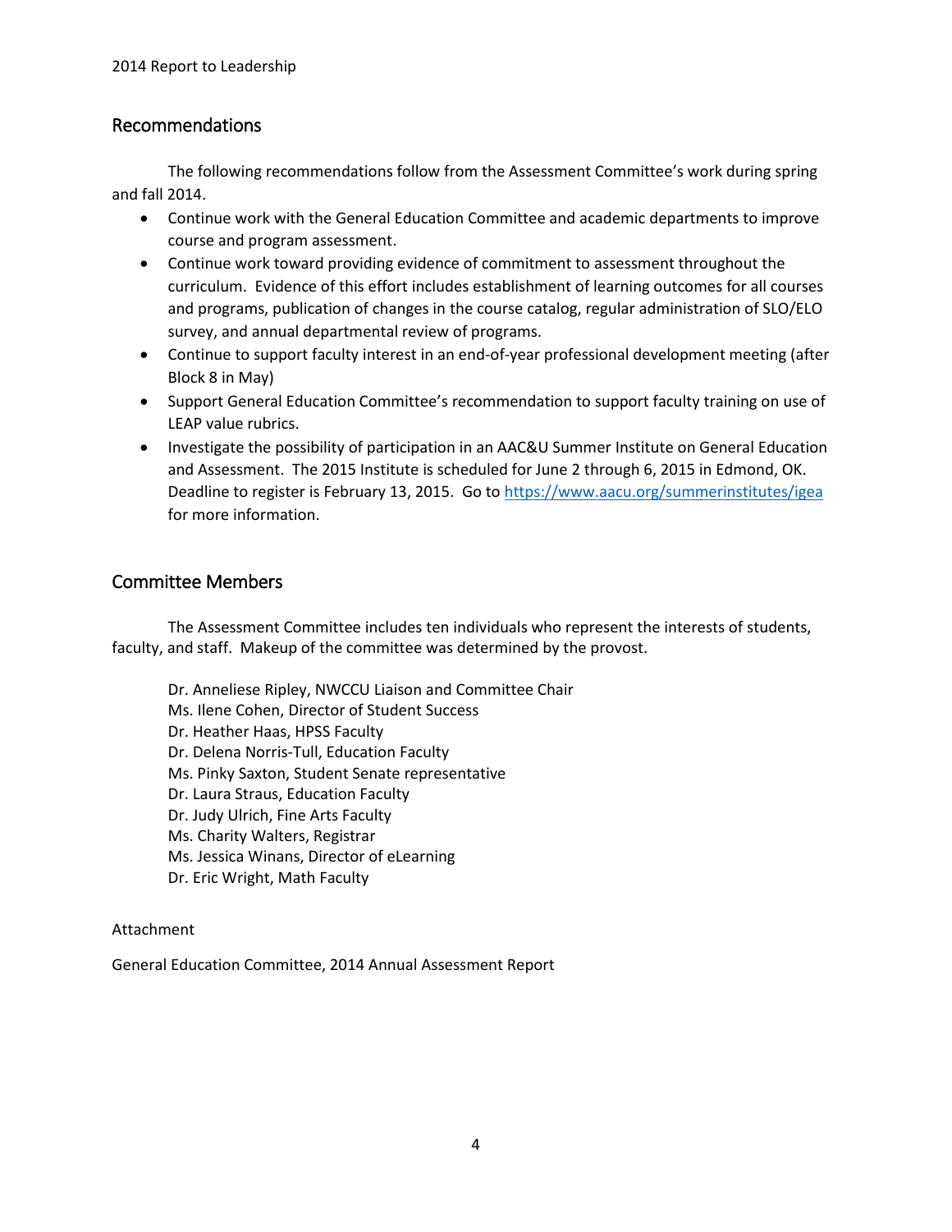## Recommendations

The following recommendations follow from the Assessment Committee's work during spring and fall 2014.

- Continue work with the General Education Committee and academic departments to improve course and program assessment.
- Continue work toward providing evidence of commitment to assessment throughout the curriculum. Evidence of this effort includes establishment of learning outcomes for all courses and programs, publication of changes in the course catalog, regular administration of SLO/ELO survey, and annual departmental review of programs.
- Continue to support faculty interest in an end-of-year professional development meeting (after Block 8 in May)
- Support General Education Committee's recommendation to support faculty training on use of LEAP value rubrics.
- Investigate the possibility of participation in an AAC&U Summer Institute on General Education and Assessment. The 2015 Institute is scheduled for June 2 through 6, 2015 in Edmond, OK. Deadline to register is February 13, 2015. Go to [https://www.aacu.org/summerinstitutes/igea](https://www.aacu.org/summerinstitutes/igea) for more information.

## Committee Members

The Assessment Committee includes ten individuals who represent the interests of students, faculty, and staff. Makeup of the committee was determined by the provost.

Dr. Anneliese Ripley, NWCCU Liaison and Committee Chair
Ms. Ilene Cohen, Director of Student Success
Dr. Heather Haas, HPSS Faculty
Dr. Delena Norris-Tull, Education Faculty
Ms. Pinky Saxton, Student Senate representative
Dr. Laura Straus, Education Faculty
Dr. Judy Ulrich, Fine Arts Faculty
Ms. Charity Walters, Registrar
Ms. Jessica Winans, Director of eLearning
Dr. Eric Wright, Math Faculty

Attachment

General Education Committee, 2014 Annual Assessment Report